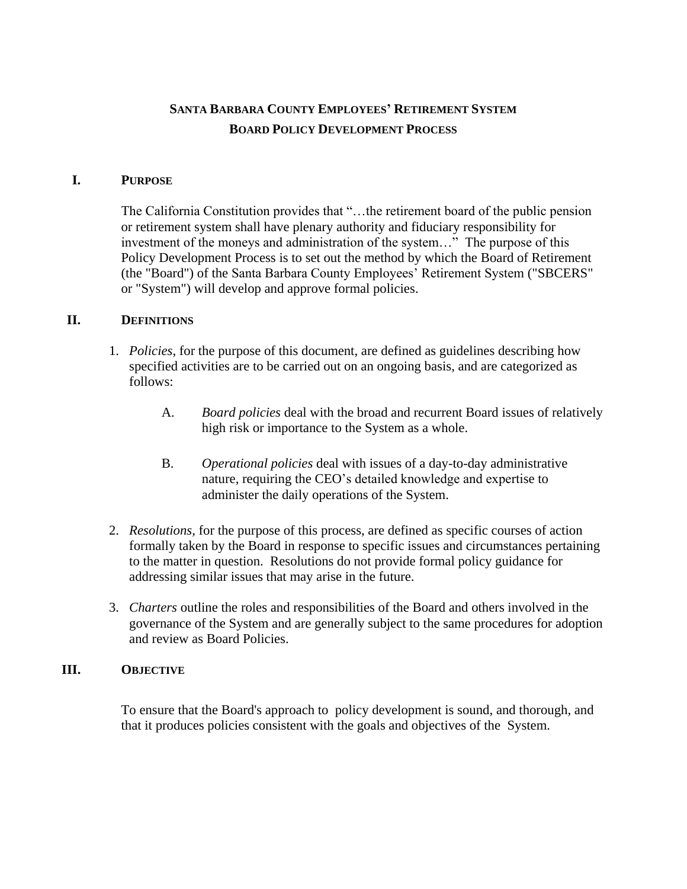# Santa Barbara County Employees' Retirement System
# Board Policy Development Process

## I. Purpose

The California Constitution provides that "…the retirement board of the public pension or retirement system shall have plenary authority and fiduciary responsibility for investment of the moneys and administration of the system…" The purpose of this Policy Development Process is to set out the method by which the Board of Retirement (the "Board") of the Santa Barbara County Employees' Retirement System ("SBCERS" or "System") will develop and approve formal policies.

## II. Definitions

1. *Policies*, for the purpose of this document, are defined as guidelines describing how specified activities are to be carried out on an ongoing basis, and are categorized as follows:

   A. *Board policies* deal with the broad and recurrent Board issues of relatively high risk or importance to the System as a whole.

   B. *Operational policies* deal with issues of a day-to-day administrative nature, requiring the CEO's detailed knowledge and expertise to administer the daily operations of the System.

2. *Resolutions,* for the purpose of this process, are defined as specific courses of action formally taken by the Board in response to specific issues and circumstances pertaining to the matter in question. Resolutions do not provide formal policy guidance for addressing similar issues that may arise in the future.

3. *Charters* outline the roles and responsibilities of the Board and others involved in the governance of the System and are generally subject to the same procedures for adoption and review as Board Policies.

## III. Objective

To ensure that the Board's approach to policy development is sound, and thorough, and that it produces policies consistent with the goals and objectives of the System.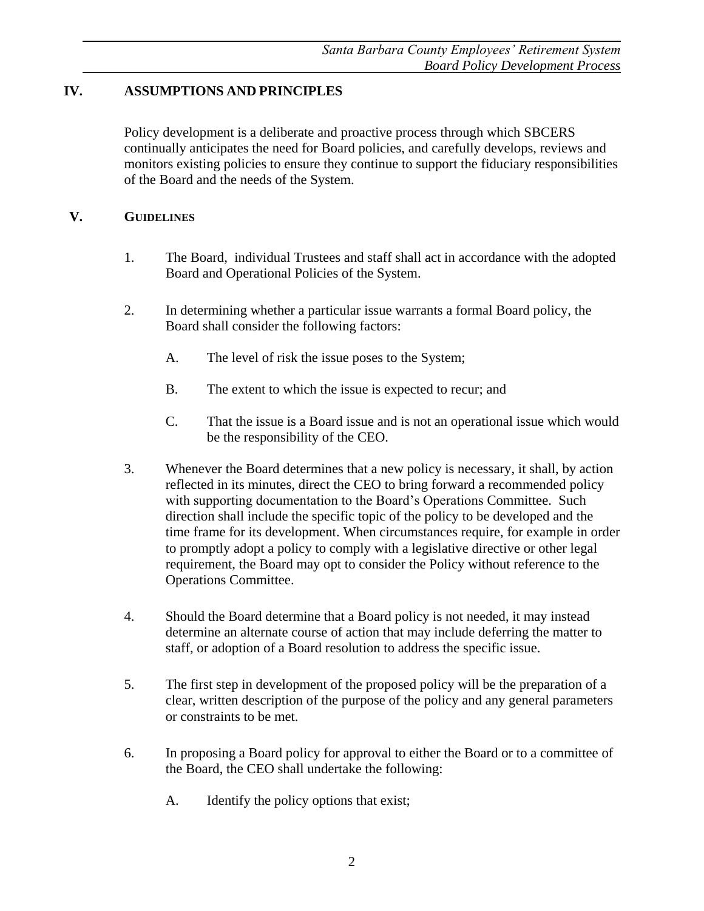## IV. ASSUMPTIONS AND PRINCIPLES

Policy development is a deliberate and proactive process through which SBCERS continually anticipates the need for Board policies, and carefully develops, reviews and monitors existing policies to ensure they continue to support the fiduciary responsibilities of the Board and the needs of the System.

## V. GUIDELINES

1. The Board, individual Trustees and staff shall act in accordance with the adopted Board and Operational Policies of the System.

2. In determining whether a particular issue warrants a formal Board policy, the Board shall consider the following factors:

   A. The level of risk the issue poses to the System;

   B. The extent to which the issue is expected to recur; and

   C. That the issue is a Board issue and is not an operational issue which would be the responsibility of the CEO.

3. Whenever the Board determines that a new policy is necessary, it shall, by action reflected in its minutes, direct the CEO to bring forward a recommended policy with supporting documentation to the Board's Operations Committee. Such direction shall include the specific topic of the policy to be developed and the time frame for its development. When circumstances require, for example in order to promptly adopt a policy to comply with a legislative directive or other legal requirement, the Board may opt to consider the Policy without reference to the Operations Committee.

4. Should the Board determine that a Board policy is not needed, it may instead determine an alternate course of action that may include deferring the matter to staff, or adoption of a Board resolution to address the specific issue.

5. The first step in development of the proposed policy will be the preparation of a clear, written description of the purpose of the policy and any general parameters or constraints to be met.

6. In proposing a Board policy for approval to either the Board or to a committee of the Board, the CEO shall undertake the following:

   A. Identify the policy options that exist;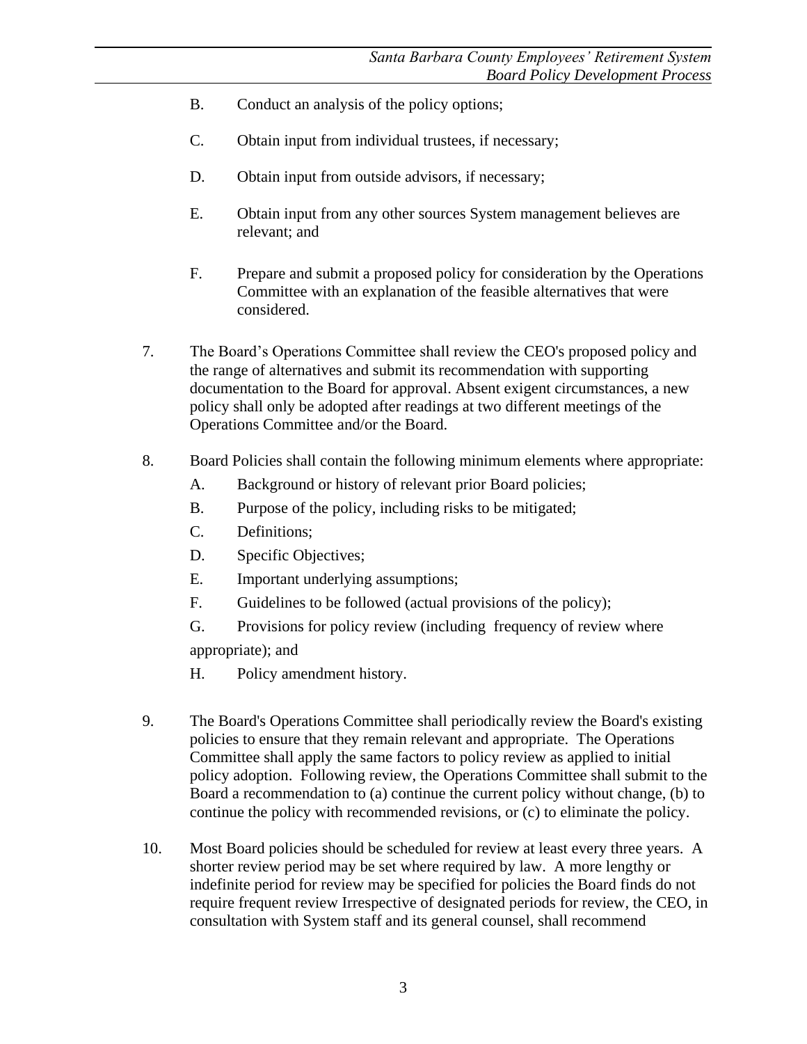B. Conduct an analysis of the policy options;

C. Obtain input from individual trustees, if necessary;

D. Obtain input from outside advisors, if necessary;

E. Obtain input from any other sources System management believes are relevant; and

F. Prepare and submit a proposed policy for consideration by the Operations Committee with an explanation of the feasible alternatives that were considered.

7. The Board's Operations Committee shall review the CEO's proposed policy and the range of alternatives and submit its recommendation with supporting documentation to the Board for approval. Absent exigent circumstances, a new policy shall only be adopted after readings at two different meetings of the Operations Committee and/or the Board.

8. Board Policies shall contain the following minimum elements where appropriate:

   A. Background or history of relevant prior Board policies;

   B. Purpose of the policy, including risks to be mitigated;

   C. Definitions;

   D. Specific Objectives;

   E. Important underlying assumptions;

   F. Guidelines to be followed (actual provisions of the policy);

   G. Provisions for policy review (including frequency of review where appropriate); and

   H. Policy amendment history.

9. The Board's Operations Committee shall periodically review the Board's existing policies to ensure that they remain relevant and appropriate. The Operations Committee shall apply the same factors to policy review as applied to initial policy adoption. Following review, the Operations Committee shall submit to the Board a recommendation to (a) continue the current policy without change, (b) to continue the policy with recommended revisions, or (c) to eliminate the policy.

10. Most Board policies should be scheduled for review at least every three years. A shorter review period may be set where required by law. A more lengthy or indefinite period for review may be specified for policies the Board finds do not require frequent review Irrespective of designated periods for review, the CEO, in consultation with System staff and its general counsel, shall recommend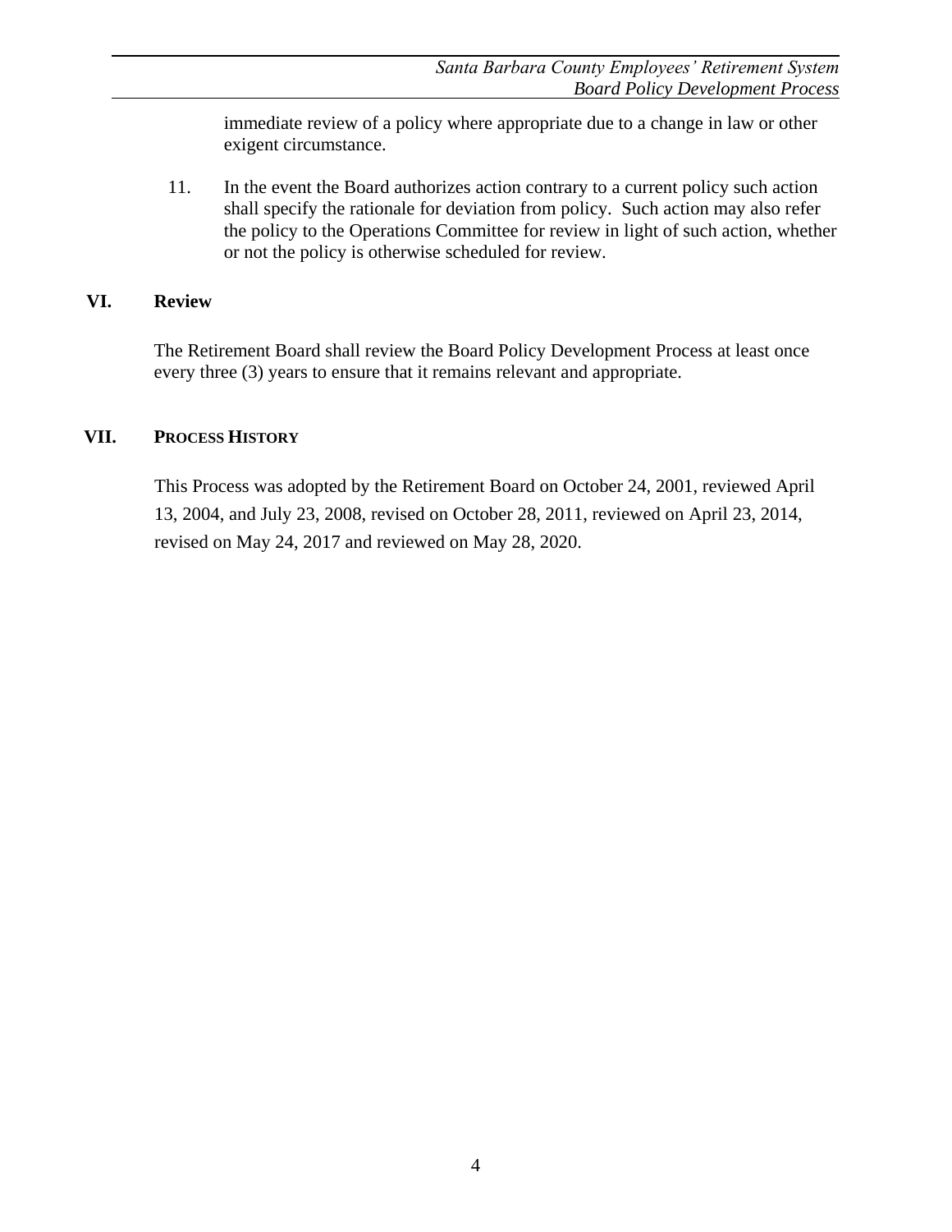immediate review of a policy where appropriate due to a change in law or other exigent circumstance.

11. In the event the Board authorizes action contrary to a current policy such action shall specify the rationale for deviation from policy. Such action may also refer the policy to the Operations Committee for review in light of such action, whether or not the policy is otherwise scheduled for review.

## VI. Review

The Retirement Board shall review the Board Policy Development Process at least once every three (3) years to ensure that it remains relevant and appropriate.

## VII. Process History

This Process was adopted by the Retirement Board on October 24, 2001, reviewed April 13, 2004, and July 23, 2008, revised on October 28, 2011, reviewed on April 23, 2014, revised on May 24, 2017 and reviewed on May 28, 2020.